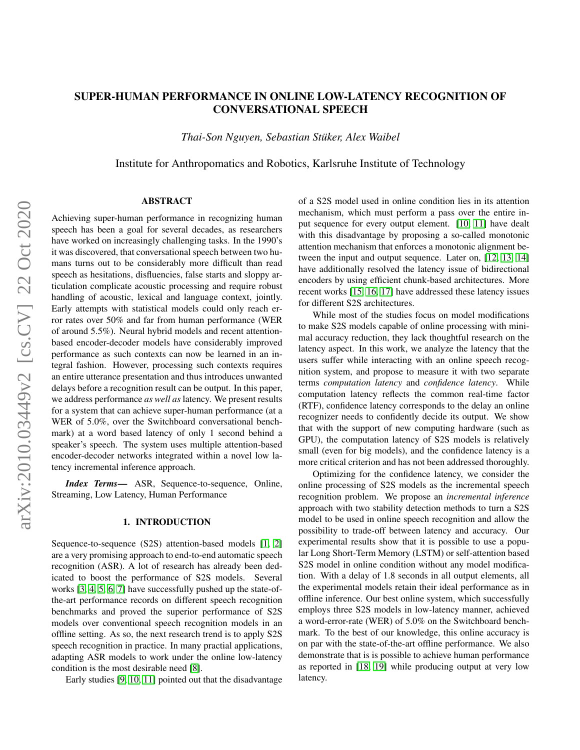# SUPER-HUMAN PERFORMANCE IN ONLINE LOW-LATENCY RECOGNITION OF CONVERSATIONAL SPEECH

*Thai-Son Nguyen, Sebastian Stüker, Alex Waibel*

Institute for Anthropomatics and Robotics, Karlsruhe Institute of Technology

## ABSTRACT

Achieving super-human performance in recognizing human speech has been a goal for several decades, as researchers have worked on increasingly challenging tasks. In the 1990's it was discovered, that conversational speech between two humans turns out to be considerably more difficult than read speech as hesitations, disfluencies, false starts and sloppy articulation complicate acoustic processing and require robust handling of acoustic, lexical and language context, jointly. Early attempts with statistical models could only reach error rates over 50% and far from human performance (WER of around 5.5%). Neural hybrid models and recent attention-based encoder-decoder models have considerably improved performance as such contexts can now be learned in an integral fashion. However, processing such contexts requires an entire utterance presentation and thus introduces unwanted delays before a recognition result can be output. In this paper, we address performance *as well as* latency. We present results for a system that can achieve super-human performance (at a WER of 5.0%, over the Switchboard conversational benchmark) at a word based latency of only 1 second behind a speaker's speech. The system uses multiple attention-based encoder-decoder networks integrated within a novel low latency incremental inference approach.

***Index Terms*—** ASR, Sequence-to-sequence, Online, Streaming, Low Latency, Human Performance

## 1. INTRODUCTION

Sequence-to-sequence (S2S) attention-based models [1, 2] are a very promising approach to end-to-end automatic speech recognition (ASR). A lot of research has already been dedicated to boost the performance of S2S models. Several works [3, 4, 5, 6, 7] have successfully pushed up the state-of-the-art performance records on different speech recognition benchmarks and proved the superior performance of S2S models over conventional speech recognition models in an offline setting. As so, the next research trend is to apply S2S speech recognition in practice. In many practial applications, adapting ASR models to work under the online low-latency condition is the most desirable need [8].

Early studies [9, 10, 11] pointed out that the disadvantage of a S2S model used in online condition lies in its attention mechanism, which must perform a pass over the entire input sequence for every output element. [10, 11] have dealt with this disadvantage by proposing a so-called monotonic attention mechanism that enforces a monotonic alignment between the input and output sequence. Later on, [12, 13, 14] have additionally resolved the latency issue of bidirectional encoders by using efficient chunk-based architectures. More recent works [15, 16, 17] have addressed these latency issues for different S2S architectures.

While most of the studies focus on model modifications to make S2S models capable of online processing with minimal accuracy reduction, they lack thoughtful research on the latency aspect. In this work, we analyze the latency that the users suffer while interacting with an online speech recognition system, and propose to measure it with two separate terms *computation latency* and *confidence latency*. While computation latency reflects the common real-time factor (RTF), confidence latency corresponds to the delay an online recognizer needs to confidently decide its output. We show that with the support of new computing hardware (such as GPU), the computation latency of S2S models is relatively small (even for big models), and the confidence latency is a more critical criterion and has not been addressed thoroughly.

Optimizing for the confidence latency, we consider the online processing of S2S models as the incremental speech recognition problem. We propose an *incremental inference* approach with two stability detection methods to turn a S2S model to be used in online speech recognition and allow the possibility to trade-off between latency and accuracy. Our experimental results show that it is possible to use a popular Long Short-Term Memory (LSTM) or self-attention based S2S model in online condition without any model modification. With a delay of 1.8 seconds in all output elements, all the experimental models retain their ideal performance as in offline inference. Our best online system, which successfully employs three S2S models in low-latency manner, achieved a word-error-rate (WER) of 5.0% on the Switchboard benchmark. To the best of our knowledge, this online accuracy is on par with the state-of-the-art offline performance. We also demonstrate that is is possible to achieve human performance as reported in [18, 19] while producing output at very low latency.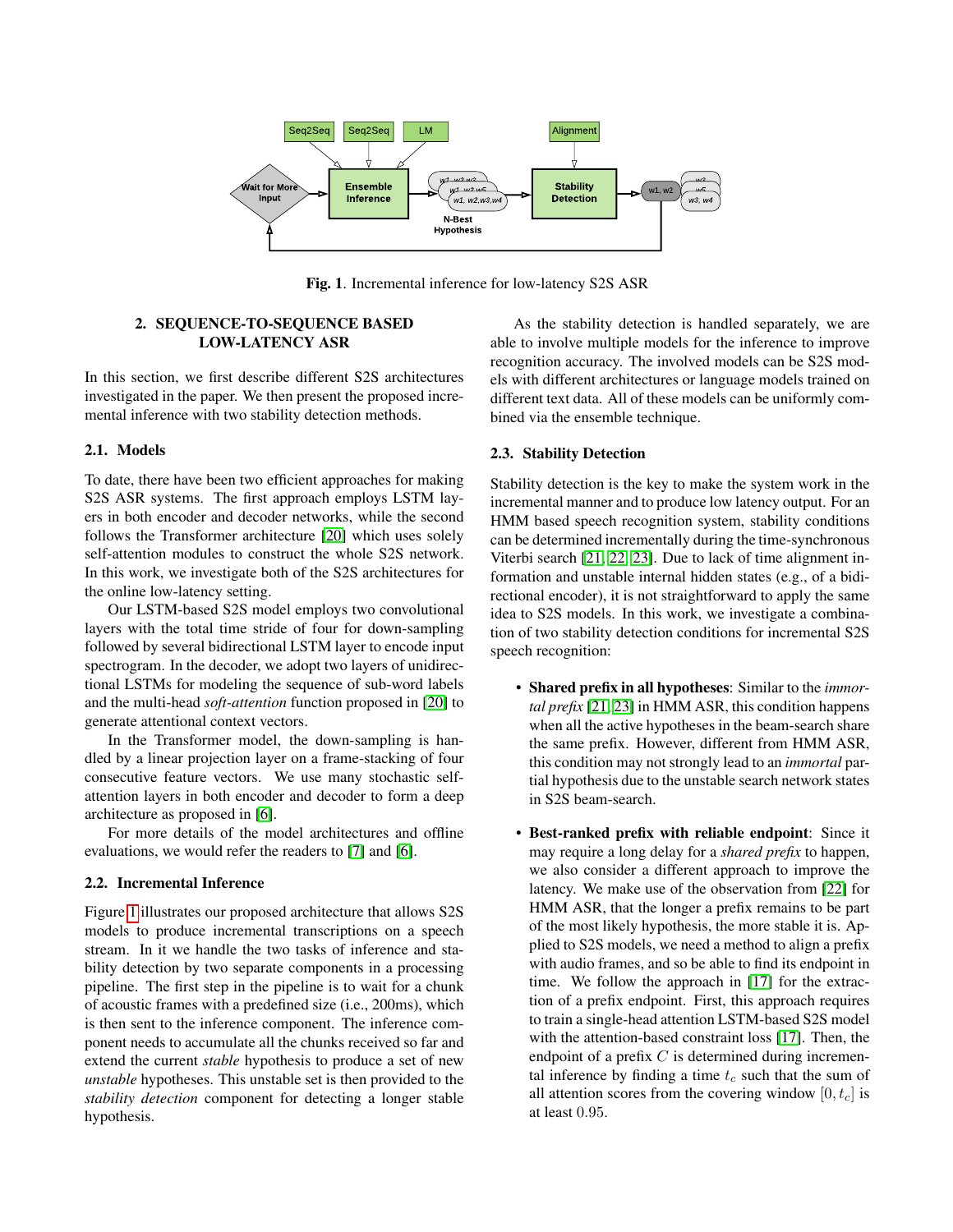Fig. 1. Incremental inference for low-latency S2S ASR

## 2. SEQUENCE-TO-SEQUENCE BASED LOW-LATENCY ASR

In this section, we first describe different S2S architectures investigated in the paper. We then present the proposed incremental inference with two stability detection methods.

### 2.1. Models

To date, there have been two efficient approaches for making S2S ASR systems. The first approach employs LSTM layers in both encoder and decoder networks, while the second follows the Transformer architecture [20] which uses solely self-attention modules to construct the whole S2S network. In this work, we investigate both of the S2S architectures for the online low-latency setting.

Our LSTM-based S2S model employs two convolutional layers with the total time stride of four for down-sampling followed by several bidirectional LSTM layer to encode input spectrogram. In the decoder, we adopt two layers of unidirectional LSTMs for modeling the sequence of sub-word labels and the multi-head *soft-attention* function proposed in [20] to generate attentional context vectors.

In the Transformer model, the down-sampling is handled by a linear projection layer on a frame-stacking of four consecutive feature vectors. We use many stochastic self-attention layers in both encoder and decoder to form a deep architecture as proposed in [6].

For more details of the model architectures and offline evaluations, we would refer the readers to [7] and [6].

### 2.2. Incremental Inference

Figure 1 illustrates our proposed architecture that allows S2S models to produce incremental transcriptions on a speech stream. In it we handle the two tasks of inference and stability detection by two separate components in a processing pipeline. The first step in the pipeline is to wait for a chunk of acoustic frames with a predefined size (i.e., 200ms), which is then sent to the inference component. The inference component needs to accumulate all the chunks received so far and extend the current *stable* hypothesis to produce a set of new *unstable* hypotheses. This unstable set is then provided to the *stability detection* component for detecting a longer stable hypothesis.

As the stability detection is handled separately, we are able to involve multiple models for the inference to improve recognition accuracy. The involved models can be S2S models with different architectures or language models trained on different text data. All of these models can be uniformly combined via the ensemble technique.

### 2.3. Stability Detection

Stability detection is the key to make the system work in the incremental manner and to produce low latency output. For an HMM based speech recognition system, stability conditions can be determined incrementally during the time-synchronous Viterbi search [21, 22, 23]. Due to lack of time alignment information and unstable internal hidden states (e.g., of a bidirectional encoder), it is not straightforward to apply the same idea to S2S models. In this work, we investigate a combination of two stability detection conditions for incremental S2S speech recognition:

- **Shared prefix in all hypotheses**: Similar to the *immortal prefix* [21, 23] in HMM ASR, this condition happens when all the active hypotheses in the beam-search share the same prefix. However, different from HMM ASR, this condition may not strongly lead to an *immortal* partial hypothesis due to the unstable search network states in S2S beam-search.

- **Best-ranked prefix with reliable endpoint**: Since it may require a long delay for a *shared prefix* to happen, we also consider a different approach to improve the latency. We make use of the observation from [22] for HMM ASR, that the longer a prefix remains to be part of the most likely hypothesis, the more stable it is. Applied to S2S models, we need a method to align a prefix with audio frames, and so be able to find its endpoint in time. We follow the approach in [17] for the extraction of a prefix endpoint. First, this approach requires to train a single-head attention LSTM-based S2S model with the attention-based constraint loss [17]. Then, the endpoint of a prefix $C$ is determined during incremental inference by finding a time $t_c$ such that the sum of all attention scores from the covering window $[0, t_c]$ is at least $0.95$.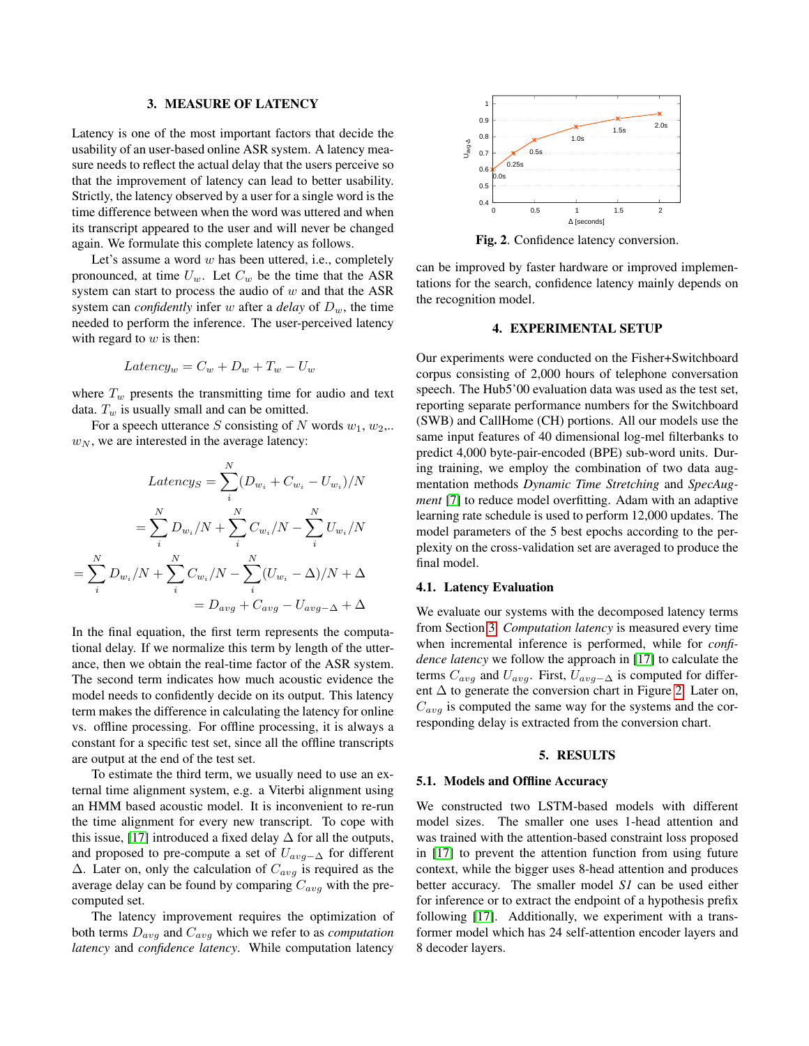## 3. MEASURE OF LATENCY

Latency is one of the most important factors that decide the usability of an user-based online ASR system. A latency measure needs to reflect the actual delay that the users perceive so that the improvement of latency can lead to better usability. Strictly, the latency observed by a user for a single word is the time difference between when the word was uttered and when its transcript appeared to the user and will never be changed again. We formulate this complete latency as follows.

Let's assume a word $w$ has been uttered, i.e., completely pronounced, at time $U_w$. Let $C_w$ be the time that the ASR system can start to process the audio of $w$ and that the ASR system can *confidently* infer $w$ after a *delay* of $D_w$, the time needed to perform the inference. The user-perceived latency with regard to $w$ is then:

$$Latency_w = C_w + D_w + T_w - U_w$$

where $T_w$ presents the transmitting time for audio and text data. $T_w$ is usually small and can be omitted.

For a speech utterance $S$ consisting of $N$ words $w_1$, $w_2$,.. $w_N$, we are interested in the average latency:

$$\begin{aligned}
Latency_S &= \sum_i^N (D_{w_i} + C_{w_i} - U_{w_i})/N \\
&= \sum_i^N D_{w_i}/N + \sum_i^N C_{w_i}/N - \sum_i^N U_{w_i}/N \\
&= \sum_i^N D_{w_i}/N + \sum_i^N C_{w_i}/N - \sum_i^N (U_{w_i} - \Delta)/N + \Delta \\
&= D_{avg} + C_{avg} - U_{avg-\Delta} + \Delta
\end{aligned}$$

In the final equation, the first term represents the computational delay. If we normalize this term by length of the utterance, then we obtain the real-time factor of the ASR system. The second term indicates how much acoustic evidence the model needs to confidently decide on its output. This latency term makes the difference in calculating the latency for online vs. offline processing. For offline processing, it is always a constant for a specific test set, since all the offline transcripts are output at the end of the test set.

To estimate the third term, we usually need to use an external time alignment system, e.g. a Viterbi alignment using an HMM based acoustic model. It is inconvenient to re-run the time alignment for every new transcript. To cope with this issue, [17] introduced a fixed delay $\Delta$ for all the outputs, and proposed to pre-compute a set of $U_{avg-\Delta}$ for different $\Delta$. Later on, only the calculation of $C_{avg}$ is required as the average delay can be found by comparing $C_{avg}$ with the pre-computed set.

The latency improvement requires the optimization of both terms $D_{avg}$ and $C_{avg}$ which we refer to as *computation latency* and *confidence latency*. While computation latency can be improved by faster hardware or improved implementations for the search, confidence latency mainly depends on the recognition model.

**Fig. 2**. Confidence latency conversion.

## 4. EXPERIMENTAL SETUP

Our experiments were conducted on the Fisher+Switchboard corpus consisting of 2,000 hours of telephone conversation speech. The Hub5'00 evaluation data was used as the test set, reporting separate performance numbers for the Switchboard (SWB) and CallHome (CH) portions. All our models use the same input features of 40 dimensional log-mel filterbanks to predict 4,000 byte-pair-encoded (BPE) sub-word units. During training, we employ the combination of two data augmentation methods *Dynamic Time Stretching* and *SpecAugment* [7] to reduce model overfitting. Adam with an adaptive learning rate schedule is used to perform 12,000 updates. The model parameters of the 5 best epochs according to the perplexity on the cross-validation set are averaged to produce the final model.

### 4.1. Latency Evaluation

We evaluate our systems with the decomposed latency terms from Section 3. *Computation latency* is measured every time when incremental inference is performed, while for *confidence latency* we follow the approach in [17] to calculate the terms $C_{avg}$ and $U_{avg}$. First, $U_{avg-\Delta}$ is computed for different $\Delta$ to generate the conversion chart in Figure 2. Later on, $C_{avg}$ is computed the same way for the systems and the corresponding delay is extracted from the conversion chart.

## 5. RESULTS

### 5.1. Models and Offline Accuracy

We constructed two LSTM-based models with different model sizes. The smaller one uses 1-head attention and was trained with the attention-based constraint loss proposed in [17] to prevent the attention function from using future context, while the bigger uses 8-head attention and produces better accuracy. The smaller model *S1* can be used either for inference or to extract the endpoint of a hypothesis prefix following [17]. Additionally, we experiment with a transformer model which has 24 self-attention encoder layers and 8 decoder layers.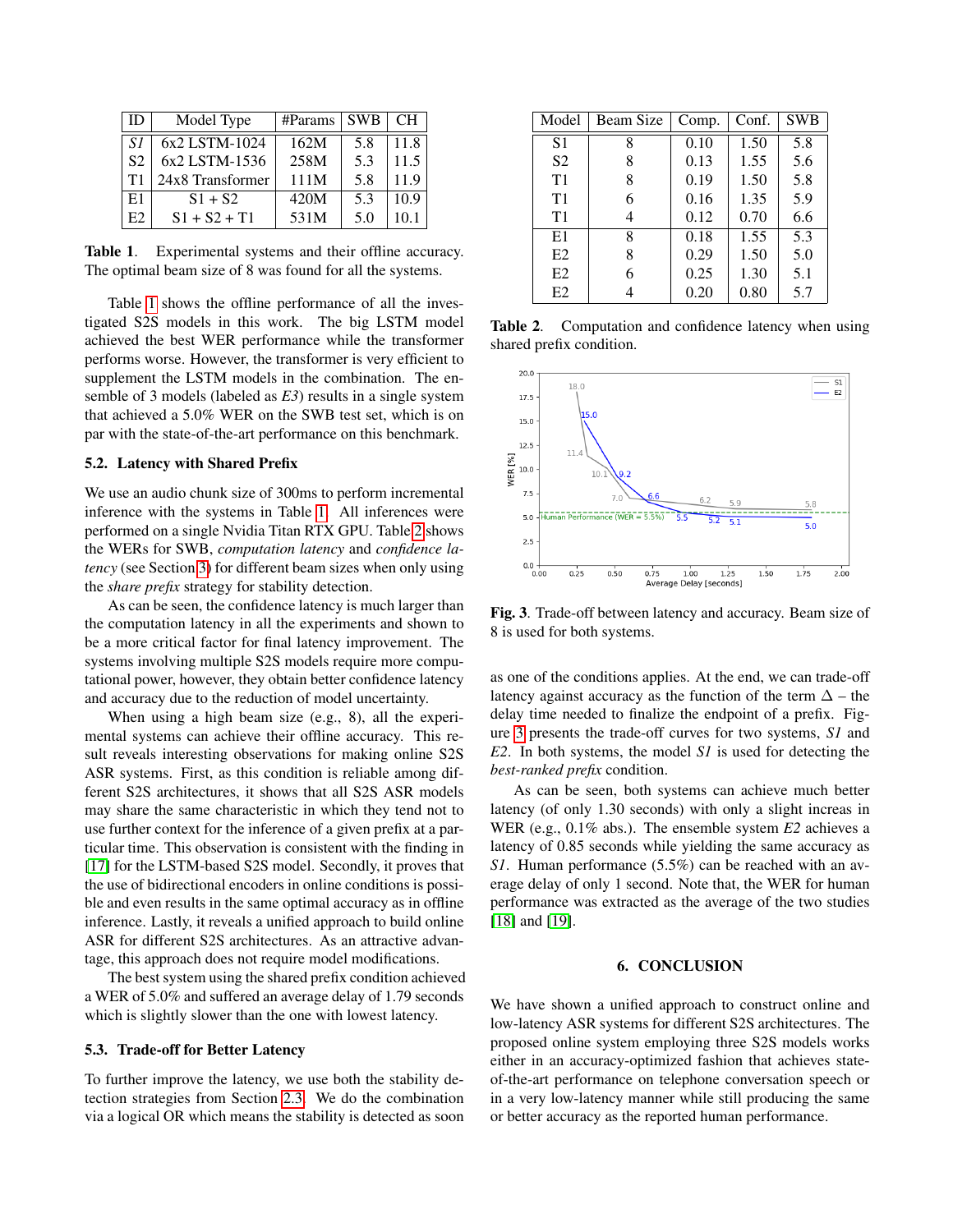| ID | Model Type | #Params | SWB | CH |
|---|---|---|---|---|
| *S1* | 6x2 LSTM-1024 | 162M | 5.8 | 11.8 |
| S2 | 6x2 LSTM-1536 | 258M | 5.3 | 11.5 |
| T1 | 24x8 Transformer | 111M | 5.8 | 11.9 |
| E1 | S1 + S2 | 420M | 5.3 | 10.9 |
| E2 | S1 + S2 + T1 | 531M | 5.0 | 10.1 |

**Table 1**. Experimental systems and their offline accuracy. The optimal beam size of 8 was found for all the systems.

Table 1 shows the offline performance of all the investigated S2S models in this work. The big LSTM model achieved the best WER performance while the transformer performs worse. However, the transformer is very efficient to supplement the LSTM models in the combination. The ensemble of 3 models (labeled as *E3*) results in a single system that achieved a 5.0% WER on the SWB test set, which is on par with the state-of-the-art performance on this benchmark.

### 5.2. Latency with Shared Prefix

We use an audio chunk size of 300ms to perform incremental inference with the systems in Table 1. All inferences were performed on a single Nvidia Titan RTX GPU. Table 2 shows the WERs for SWB, *computation latency* and *confidence latency* (see Section 3) for different beam sizes when only using the *share prefix* strategy for stability detection.

As can be seen, the confidence latency is much larger than the computation latency in all the experiments and shown to be a more critical factor for final latency improvement. The systems involving multiple S2S models require more computational power, however, they obtain better confidence latency and accuracy due to the reduction of model uncertainty.

When using a high beam size (e.g., 8), all the experimental systems can achieve their offline accuracy. This result reveals interesting observations for making online S2S ASR systems. First, as this condition is reliable among different S2S architectures, it shows that all S2S ASR models may share the same characteristic in which they tend not to use further context for the inference of a given prefix at a particular time. This observation is consistent with the finding in [17] for the LSTM-based S2S model. Secondly, it proves that the use of bidirectional encoders in online conditions is possible and even results in the same optimal accuracy as in offline inference. Lastly, it reveals a unified approach to build online ASR for different S2S architectures. As an attractive advantage, this approach does not require model modifications.

The best system using the shared prefix condition achieved a WER of 5.0% and suffered an average delay of 1.79 seconds which is slightly slower than the one with lowest latency.

### 5.3. Trade-off for Better Latency

To further improve the latency, we use both the stability detection strategies from Section 2.3. We do the combination via a logical OR which means the stability is detected as soon as one of the conditions applies. At the end, we can trade-off latency against accuracy as the function of the term $\Delta$ – the delay time needed to finalize the endpoint of a prefix. Figure 3 presents the trade-off curves for two systems, *S1* and *E2*. In both systems, the model *S1* is used for detecting the *best-ranked prefix* condition.

| Model | Beam Size | Comp. | Conf. | SWB |
|---|---|---|---|---|
| S1 | 8 | 0.10 | 1.50 | 5.8 |
| S2 | 8 | 0.13 | 1.55 | 5.6 |
| T1 | 8 | 0.19 | 1.50 | 5.8 |
| T1 | 6 | 0.16 | 1.35 | 5.9 |
| T1 | 4 | 0.12 | 0.70 | 6.6 |
| E1 | 8 | 0.18 | 1.55 | 5.3 |
| E2 | 8 | 0.29 | 1.50 | 5.0 |
| E2 | 6 | 0.25 | 1.30 | 5.1 |
| E2 | 4 | 0.20 | 0.80 | 5.7 |

**Table 2**. Computation and confidence latency when using shared prefix condition.

**Fig. 3**. Trade-off between latency and accuracy. Beam size of 8 is used for both systems.

As can be seen, both systems can achieve much better latency (of only 1.30 seconds) with only a slight increas in WER (e.g., 0.1% abs.). The ensemble system *E2* achieves a latency of 0.85 seconds while yielding the same accuracy as *S1*. Human performance (5.5%) can be reached with an average delay of only 1 second. Note that, the WER for human performance was extracted as the average of the two studies [18] and [19].

## 6. CONCLUSION

We have shown a unified approach to construct online and low-latency ASR systems for different S2S architectures. The proposed online system employing three S2S models works either in an accuracy-optimized fashion that achieves state-of-the-art performance on telephone conversation speech or in a very low-latency manner while still producing the same or better accuracy as the reported human performance.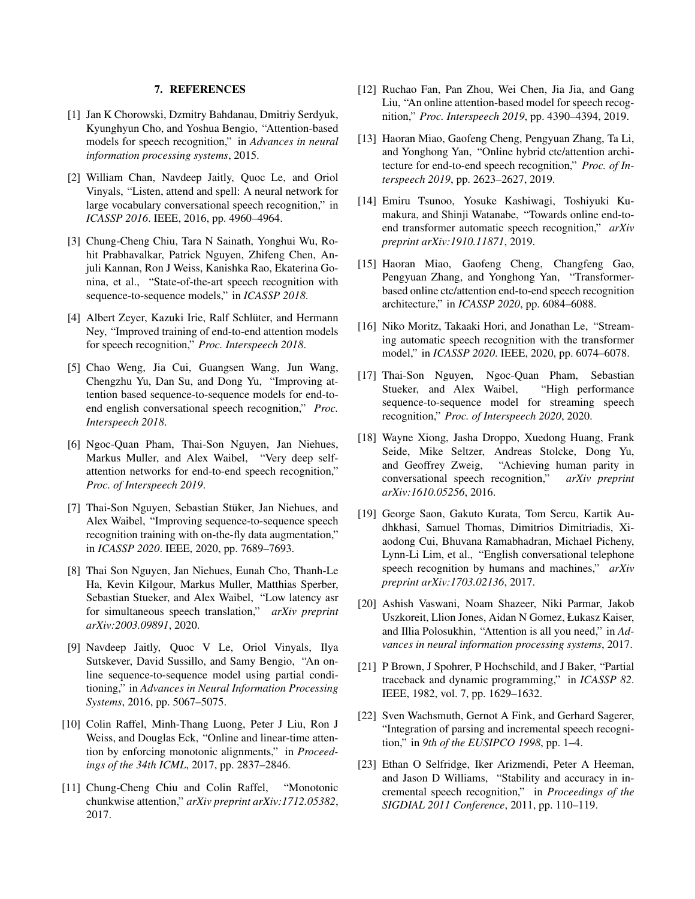## 7. REFERENCES

[1] Jan K Chorowski, Dzmitry Bahdanau, Dmitriy Serdyuk, Kyunghyun Cho, and Yoshua Bengio, "Attention-based models for speech recognition," in *Advances in neural information processing systems*, 2015.

[2] William Chan, Navdeep Jaitly, Quoc Le, and Oriol Vinyals, "Listen, attend and spell: A neural network for large vocabulary conversational speech recognition," in *ICASSP 2016*. IEEE, 2016, pp. 4960–4964.

[3] Chung-Cheng Chiu, Tara N Sainath, Yonghui Wu, Rohit Prabhavalkar, Patrick Nguyen, Zhifeng Chen, Anjuli Kannan, Ron J Weiss, Kanishka Rao, Ekaterina Gonina, et al., "State-of-the-art speech recognition with sequence-to-sequence models," in *ICASSP 2018*.

[4] Albert Zeyer, Kazuki Irie, Ralf Schlüter, and Hermann Ney, "Improved training of end-to-end attention models for speech recognition," *Proc. Interspeech 2018*.

[5] Chao Weng, Jia Cui, Guangsen Wang, Jun Wang, Chengzhu Yu, Dan Su, and Dong Yu, "Improving attention based sequence-to-sequence models for end-to-end english conversational speech recognition," *Proc. Interspeech 2018*.

[6] Ngoc-Quan Pham, Thai-Son Nguyen, Jan Niehues, Markus Muller, and Alex Waibel, "Very deep self-attention networks for end-to-end speech recognition," *Proc. of Interspeech 2019*.

[7] Thai-Son Nguyen, Sebastian Stüker, Jan Niehues, and Alex Waibel, "Improving sequence-to-sequence speech recognition training with on-the-fly data augmentation," in *ICASSP 2020*. IEEE, 2020, pp. 7689–7693.

[8] Thai Son Nguyen, Jan Niehues, Eunah Cho, Thanh-Le Ha, Kevin Kilgour, Markus Muller, Matthias Sperber, Sebastian Stueker, and Alex Waibel, "Low latency asr for simultaneous speech translation," *arXiv preprint arXiv:2003.09891*, 2020.

[9] Navdeep Jaitly, Quoc V Le, Oriol Vinyals, Ilya Sutskever, David Sussillo, and Samy Bengio, "An online sequence-to-sequence model using partial conditioning," in *Advances in Neural Information Processing Systems*, 2016, pp. 5067–5075.

[10] Colin Raffel, Minh-Thang Luong, Peter J Liu, Ron J Weiss, and Douglas Eck, "Online and linear-time attention by enforcing monotonic alignments," in *Proceedings of the 34th ICML*, 2017, pp. 2837–2846.

[11] Chung-Cheng Chiu and Colin Raffel, "Monotonic chunkwise attention," *arXiv preprint arXiv:1712.05382*, 2017.

[12] Ruchao Fan, Pan Zhou, Wei Chen, Jia Jia, and Gang Liu, "An online attention-based model for speech recognition," *Proc. Interspeech 2019*, pp. 4390–4394, 2019.

[13] Haoran Miao, Gaofeng Cheng, Pengyuan Zhang, Ta Li, and Yonghong Yan, "Online hybrid ctc/attention architecture for end-to-end speech recognition," *Proc. of Interspeech 2019*, pp. 2623–2627, 2019.

[14] Emiru Tsunoo, Yosuke Kashiwagi, Toshiyuki Kumakura, and Shinji Watanabe, "Towards online end-to-end transformer automatic speech recognition," *arXiv preprint arXiv:1910.11871*, 2019.

[15] Haoran Miao, Gaofeng Cheng, Changfeng Gao, Pengyuan Zhang, and Yonghong Yan, "Transformer-based online ctc/attention end-to-end speech recognition architecture," in *ICASSP 2020*, pp. 6084–6088.

[16] Niko Moritz, Takaaki Hori, and Jonathan Le, "Streaming automatic speech recognition with the transformer model," in *ICASSP 2020*. IEEE, 2020, pp. 6074–6078.

[17] Thai-Son Nguyen, Ngoc-Quan Pham, Sebastian Stueker, and Alex Waibel, "High performance sequence-to-sequence model for streaming speech recognition," *Proc. of Interspeech 2020*, 2020.

[18] Wayne Xiong, Jasha Droppo, Xuedong Huang, Frank Seide, Mike Seltzer, Andreas Stolcke, Dong Yu, and Geoffrey Zweig, "Achieving human parity in conversational speech recognition," *arXiv preprint arXiv:1610.05256*, 2016.

[19] George Saon, Gakuto Kurata, Tom Sercu, Kartik Audhkhasi, Samuel Thomas, Dimitrios Dimitriadis, Xiaodong Cui, Bhuvana Ramabhadran, Michael Picheny, Lynn-Li Lim, et al., "English conversational telephone speech recognition by humans and machines," *arXiv preprint arXiv:1703.02136*, 2017.

[20] Ashish Vaswani, Noam Shazeer, Niki Parmar, Jakob Uszkoreit, Llion Jones, Aidan N Gomez, Łukasz Kaiser, and Illia Polosukhin, "Attention is all you need," in *Advances in neural information processing systems*, 2017.

[21] P Brown, J Spohrer, P Hochschild, and J Baker, "Partial traceback and dynamic programming," in *ICASSP 82*. IEEE, 1982, vol. 7, pp. 1629–1632.

[22] Sven Wachsmuth, Gernot A Fink, and Gerhard Sagerer, "Integration of parsing and incremental speech recognition," in *9th of the EUSIPCO 1998*, pp. 1–4.

[23] Ethan O Selfridge, Iker Arizmendi, Peter A Heeman, and Jason D Williams, "Stability and accuracy in incremental speech recognition," in *Proceedings of the SIGDIAL 2011 Conference*, 2011, pp. 110–119.